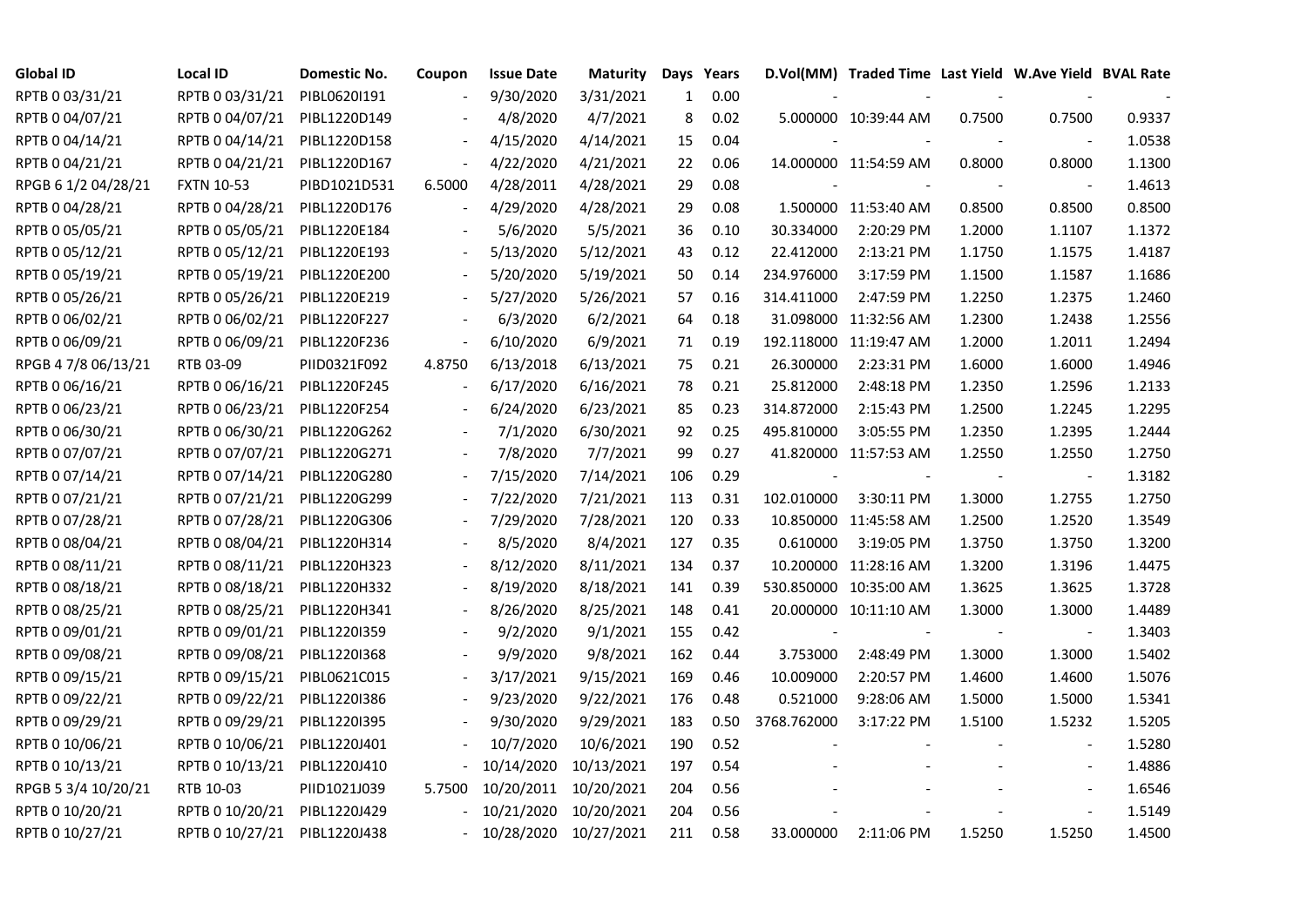| Global ID | Local ID | Domestic No. | Coupon | Issue Date | Maturity | Days | Years | D.Vol(MM) | Traded Time | Last Yield | W.Ave Yield | BVAL Rate |
|---|---|---|---|---|---|---|---|---|---|---|---|---|
| RPTB 0 03/31/21 | RPTB 0 03/31/21 | PIBL0620I191 | - | 9/30/2020 | 3/31/2021 | 1 | 0.00 | - | - | - | - | - |
| RPTB 0 04/07/21 | RPTB 0 04/07/21 | PIBL1220D149 | - | 4/8/2020 | 4/7/2021 | 8 | 0.02 | 5.000000 | 10:39:44 AM | 0.7500 | 0.7500 | 0.9337 |
| RPTB 0 04/14/21 | RPTB 0 04/14/21 | PIBL1220D158 | - | 4/15/2020 | 4/14/2021 | 15 | 0.04 | - | - | - | - | 1.0538 |
| RPTB 0 04/21/21 | RPTB 0 04/21/21 | PIBL1220D167 | - | 4/22/2020 | 4/21/2021 | 22 | 0.06 | 14.000000 | 11:54:59 AM | 0.8000 | 0.8000 | 1.1300 |
| RPGB 6 1/2 04/28/21 | FXTN 10-53 | PIBD1021D531 | 6.5000 | 4/28/2011 | 4/28/2021 | 29 | 0.08 | - | - | - | - | 1.4613 |
| RPTB 0 04/28/21 | RPTB 0 04/28/21 | PIBL1220D176 | - | 4/29/2020 | 4/28/2021 | 29 | 0.08 | 1.500000 | 11:53:40 AM | 0.8500 | 0.8500 | 0.8500 |
| RPTB 0 05/05/21 | RPTB 0 05/05/21 | PIBL1220E184 | - | 5/6/2020 | 5/5/2021 | 36 | 0.10 | 30.334000 | 2:20:29 PM | 1.2000 | 1.1107 | 1.1372 |
| RPTB 0 05/12/21 | RPTB 0 05/12/21 | PIBL1220E193 | - | 5/13/2020 | 5/12/2021 | 43 | 0.12 | 22.412000 | 2:13:21 PM | 1.1750 | 1.1575 | 1.4187 |
| RPTB 0 05/19/21 | RPTB 0 05/19/21 | PIBL1220E200 | - | 5/20/2020 | 5/19/2021 | 50 | 0.14 | 234.976000 | 3:17:59 PM | 1.1500 | 1.1587 | 1.1686 |
| RPTB 0 05/26/21 | RPTB 0 05/26/21 | PIBL1220E219 | - | 5/27/2020 | 5/26/2021 | 57 | 0.16 | 314.411000 | 2:47:59 PM | 1.2250 | 1.2375 | 1.2460 |
| RPTB 0 06/02/21 | RPTB 0 06/02/21 | PIBL1220F227 | - | 6/3/2020 | 6/2/2021 | 64 | 0.18 | 31.098000 | 11:32:56 AM | 1.2300 | 1.2438 | 1.2556 |
| RPTB 0 06/09/21 | RPTB 0 06/09/21 | PIBL1220F236 | - | 6/10/2020 | 6/9/2021 | 71 | 0.19 | 192.118000 | 11:19:47 AM | 1.2000 | 1.2011 | 1.2494 |
| RPGB 4 7/8 06/13/21 | RTB 03-09 | PIID0321F092 | 4.8750 | 6/13/2018 | 6/13/2021 | 75 | 0.21 | 26.300000 | 2:23:31 PM | 1.6000 | 1.6000 | 1.4946 |
| RPTB 0 06/16/21 | RPTB 0 06/16/21 | PIBL1220F245 | - | 6/17/2020 | 6/16/2021 | 78 | 0.21 | 25.812000 | 2:48:18 PM | 1.2350 | 1.2596 | 1.2133 |
| RPTB 0 06/23/21 | RPTB 0 06/23/21 | PIBL1220F254 | - | 6/24/2020 | 6/23/2021 | 85 | 0.23 | 314.872000 | 2:15:43 PM | 1.2500 | 1.2245 | 1.2295 |
| RPTB 0 06/30/21 | RPTB 0 06/30/21 | PIBL1220G262 | - | 7/1/2020 | 6/30/2021 | 92 | 0.25 | 495.810000 | 3:05:55 PM | 1.2350 | 1.2395 | 1.2444 |
| RPTB 0 07/07/21 | RPTB 0 07/07/21 | PIBL1220G271 | - | 7/8/2020 | 7/7/2021 | 99 | 0.27 | 41.820000 | 11:57:53 AM | 1.2550 | 1.2550 | 1.2750 |
| RPTB 0 07/14/21 | RPTB 0 07/14/21 | PIBL1220G280 | - | 7/15/2020 | 7/14/2021 | 106 | 0.29 | - | - | - | - | 1.3182 |
| RPTB 0 07/21/21 | RPTB 0 07/21/21 | PIBL1220G299 | - | 7/22/2020 | 7/21/2021 | 113 | 0.31 | 102.010000 | 3:30:11 PM | 1.3000 | 1.2755 | 1.2750 |
| RPTB 0 07/28/21 | RPTB 0 07/28/21 | PIBL1220G306 | - | 7/29/2020 | 7/28/2021 | 120 | 0.33 | 10.850000 | 11:45:58 AM | 1.2500 | 1.2520 | 1.3549 |
| RPTB 0 08/04/21 | RPTB 0 08/04/21 | PIBL1220H314 | - | 8/5/2020 | 8/4/2021 | 127 | 0.35 | 0.610000 | 3:19:05 PM | 1.3750 | 1.3750 | 1.3200 |
| RPTB 0 08/11/21 | RPTB 0 08/11/21 | PIBL1220H323 | - | 8/12/2020 | 8/11/2021 | 134 | 0.37 | 10.200000 | 11:28:16 AM | 1.3200 | 1.3196 | 1.4475 |
| RPTB 0 08/18/21 | RPTB 0 08/18/21 | PIBL1220H332 | - | 8/19/2020 | 8/18/2021 | 141 | 0.39 | 530.850000 | 10:35:00 AM | 1.3625 | 1.3625 | 1.3728 |
| RPTB 0 08/25/21 | RPTB 0 08/25/21 | PIBL1220H341 | - | 8/26/2020 | 8/25/2021 | 148 | 0.41 | 20.000000 | 10:11:10 AM | 1.3000 | 1.3000 | 1.4489 |
| RPTB 0 09/01/21 | RPTB 0 09/01/21 | PIBL1220I359 | - | 9/2/2020 | 9/1/2021 | 155 | 0.42 | - | - | - | - | 1.3403 |
| RPTB 0 09/08/21 | RPTB 0 09/08/21 | PIBL1220I368 | - | 9/9/2020 | 9/8/2021 | 162 | 0.44 | 3.753000 | 2:48:49 PM | 1.3000 | 1.3000 | 1.5402 |
| RPTB 0 09/15/21 | RPTB 0 09/15/21 | PIBL0621C015 | - | 3/17/2021 | 9/15/2021 | 169 | 0.46 | 10.009000 | 2:20:57 PM | 1.4600 | 1.4600 | 1.5076 |
| RPTB 0 09/22/21 | RPTB 0 09/22/21 | PIBL1220I386 | - | 9/23/2020 | 9/22/2021 | 176 | 0.48 | 0.521000 | 9:28:06 AM | 1.5000 | 1.5000 | 1.5341 |
| RPTB 0 09/29/21 | RPTB 0 09/29/21 | PIBL1220I395 | - | 9/30/2020 | 9/29/2021 | 183 | 0.50 | 3768.762000 | 3:17:22 PM | 1.5100 | 1.5232 | 1.5205 |
| RPTB 0 10/06/21 | RPTB 0 10/06/21 | PIBL1220J401 | - | 10/7/2020 | 10/6/2021 | 190 | 0.52 | - | - | - | - | 1.5280 |
| RPTB 0 10/13/21 | RPTB 0 10/13/21 | PIBL1220J410 | - | 10/14/2020 | 10/13/2021 | 197 | 0.54 | - | - | - | - | 1.4886 |
| RPGB 5 3/4 10/20/21 | RTB 10-03 | PIID1021J039 | 5.7500 | 10/20/2011 | 10/20/2021 | 204 | 0.56 | - | - | - | - | 1.6546 |
| RPTB 0 10/20/21 | RPTB 0 10/20/21 | PIBL1220J429 | - | 10/21/2020 | 10/20/2021 | 204 | 0.56 | - | - | - | - | 1.5149 |
| RPTB 0 10/27/21 | RPTB 0 10/27/21 | PIBL1220J438 | - | 10/28/2020 | 10/27/2021 | 211 | 0.58 | 33.000000 | 2:11:06 PM | 1.5250 | 1.5250 | 1.4500 |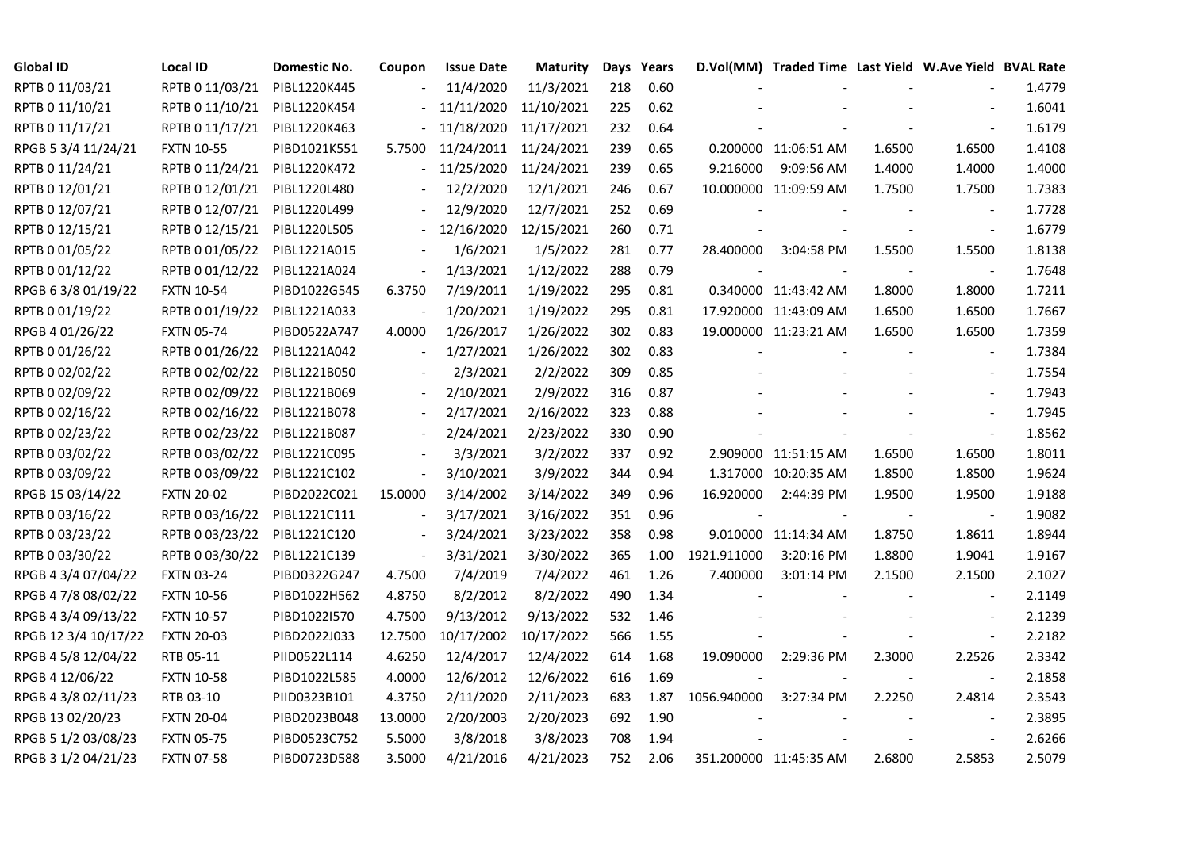| Global ID | Local ID | Domestic No. | Coupon | Issue Date | Maturity | Days | Years | D.Vol(MM) | Traded Time | Last Yield | W.Ave Yield | BVAL Rate |
|---|---|---|---|---|---|---|---|---|---|---|---|---|
| RPTB 0 11/03/21 | RPTB 0 11/03/21 | PIBL1220K445 | - | 11/4/2020 | 11/3/2021 | 218 | 0.60 | - | - | - | - | 1.4779 |
| RPTB 0 11/10/21 | RPTB 0 11/10/21 | PIBL1220K454 | - | 11/11/2020 | 11/10/2021 | 225 | 0.62 | - | - | - | - | 1.6041 |
| RPTB 0 11/17/21 | RPTB 0 11/17/21 | PIBL1220K463 | - | 11/18/2020 | 11/17/2021 | 232 | 0.64 | - | - | - | - | 1.6179 |
| RPGB 5 3/4 11/24/21 | FXTN 10-55 | PIBD1021K551 | 5.7500 | 11/24/2011 | 11/24/2021 | 239 | 0.65 | 0.200000 | 11:06:51 AM | 1.6500 | 1.6500 | 1.4108 |
| RPTB 0 11/24/21 | RPTB 0 11/24/21 | PIBL1220K472 | - | 11/25/2020 | 11/24/2021 | 239 | 0.65 | 9.216000 | 9:09:56 AM | 1.4000 | 1.4000 | 1.4000 |
| RPTB 0 12/01/21 | RPTB 0 12/01/21 | PIBL1220L480 | - | 12/2/2020 | 12/1/2021 | 246 | 0.67 | 10.000000 | 11:09:59 AM | 1.7500 | 1.7500 | 1.7383 |
| RPTB 0 12/07/21 | RPTB 0 12/07/21 | PIBL1220L499 | - | 12/9/2020 | 12/7/2021 | 252 | 0.69 | - | - | - | - | 1.7728 |
| RPTB 0 12/15/21 | RPTB 0 12/15/21 | PIBL1220L505 | - | 12/16/2020 | 12/15/2021 | 260 | 0.71 | - | - | - | - | 1.6779 |
| RPTB 0 01/05/22 | RPTB 0 01/05/22 | PIBL1221A015 | - | 1/6/2021 | 1/5/2022 | 281 | 0.77 | 28.400000 | 3:04:58 PM | 1.5500 | 1.5500 | 1.8138 |
| RPTB 0 01/12/22 | RPTB 0 01/12/22 | PIBL1221A024 | - | 1/13/2021 | 1/12/2022 | 288 | 0.79 | - | - | - | - | 1.7648 |
| RPGB 6 3/8 01/19/22 | FXTN 10-54 | PIBD1022G545 | 6.3750 | 7/19/2011 | 1/19/2022 | 295 | 0.81 | 0.340000 | 11:43:42 AM | 1.8000 | 1.8000 | 1.7211 |
| RPTB 0 01/19/22 | RPTB 0 01/19/22 | PIBL1221A033 | - | 1/20/2021 | 1/19/2022 | 295 | 0.81 | 17.920000 | 11:43:09 AM | 1.6500 | 1.6500 | 1.7667 |
| RPGB 4 01/26/22 | FXTN 05-74 | PIBD0522A747 | 4.0000 | 1/26/2017 | 1/26/2022 | 302 | 0.83 | 19.000000 | 11:23:21 AM | 1.6500 | 1.6500 | 1.7359 |
| RPTB 0 01/26/22 | RPTB 0 01/26/22 | PIBL1221A042 | - | 1/27/2021 | 1/26/2022 | 302 | 0.83 | - | - | - | - | 1.7384 |
| RPTB 0 02/02/22 | RPTB 0 02/02/22 | PIBL1221B050 | - | 2/3/2021 | 2/2/2022 | 309 | 0.85 | - | - | - | - | 1.7554 |
| RPTB 0 02/09/22 | RPTB 0 02/09/22 | PIBL1221B069 | - | 2/10/2021 | 2/9/2022 | 316 | 0.87 | - | - | - | - | 1.7943 |
| RPTB 0 02/16/22 | RPTB 0 02/16/22 | PIBL1221B078 | - | 2/17/2021 | 2/16/2022 | 323 | 0.88 | - | - | - | - | 1.7945 |
| RPTB 0 02/23/22 | RPTB 0 02/23/22 | PIBL1221B087 | - | 2/24/2021 | 2/23/2022 | 330 | 0.90 | - | - | - | - | 1.8562 |
| RPTB 0 03/02/22 | RPTB 0 03/02/22 | PIBL1221C095 | - | 3/3/2021 | 3/2/2022 | 337 | 0.92 | 2.909000 | 11:51:15 AM | 1.6500 | 1.6500 | 1.8011 |
| RPTB 0 03/09/22 | RPTB 0 03/09/22 | PIBL1221C102 | - | 3/10/2021 | 3/9/2022 | 344 | 0.94 | 1.317000 | 10:20:35 AM | 1.8500 | 1.8500 | 1.9624 |
| RPGB 15 03/14/22 | FXTN 20-02 | PIBD2022C021 | 15.0000 | 3/14/2002 | 3/14/2022 | 349 | 0.96 | 16.920000 | 2:44:39 PM | 1.9500 | 1.9500 | 1.9188 |
| RPTB 0 03/16/22 | RPTB 0 03/16/22 | PIBL1221C111 | - | 3/17/2021 | 3/16/2022 | 351 | 0.96 | - | - | - | - | 1.9082 |
| RPTB 0 03/23/22 | RPTB 0 03/23/22 | PIBL1221C120 | - | 3/24/2021 | 3/23/2022 | 358 | 0.98 | 9.010000 | 11:14:34 AM | 1.8750 | 1.8611 | 1.8944 |
| RPTB 0 03/30/22 | RPTB 0 03/30/22 | PIBL1221C139 | - | 3/31/2021 | 3/30/2022 | 365 | 1.00 | 1921.911000 | 3:20:16 PM | 1.8800 | 1.9041 | 1.9167 |
| RPGB 4 3/4 07/04/22 | FXTN 03-24 | PIBD0322G247 | 4.7500 | 7/4/2019 | 7/4/2022 | 461 | 1.26 | 7.400000 | 3:01:14 PM | 2.1500 | 2.1500 | 2.1027 |
| RPGB 4 7/8 08/02/22 | FXTN 10-56 | PIBD1022H562 | 4.8750 | 8/2/2012 | 8/2/2022 | 490 | 1.34 | - | - | - | - | 2.1149 |
| RPGB 4 3/4 09/13/22 | FXTN 10-57 | PIBD1022I570 | 4.7500 | 9/13/2012 | 9/13/2022 | 532 | 1.46 | - | - | - | - | 2.1239 |
| RPGB 12 3/4 10/17/22 | FXTN 20-03 | PIBD2022J033 | 12.7500 | 10/17/2002 | 10/17/2022 | 566 | 1.55 | - | - | - | - | 2.2182 |
| RPGB 4 5/8 12/04/22 | RTB 05-11 | PIID0522L114 | 4.6250 | 12/4/2017 | 12/4/2022 | 614 | 1.68 | 19.090000 | 2:29:36 PM | 2.3000 | 2.2526 | 2.3342 |
| RPGB 4 12/06/22 | FXTN 10-58 | PIBD1022L585 | 4.0000 | 12/6/2012 | 12/6/2022 | 616 | 1.69 | - | - | - | - | 2.1858 |
| RPGB 4 3/8 02/11/23 | RTB 03-10 | PIID0323B101 | 4.3750 | 2/11/2020 | 2/11/2023 | 683 | 1.87 | 1056.940000 | 3:27:34 PM | 2.2250 | 2.4814 | 2.3543 |
| RPGB 13 02/20/23 | FXTN 20-04 | PIBD2023B048 | 13.0000 | 2/20/2003 | 2/20/2023 | 692 | 1.90 | - | - | - | - | 2.3895 |
| RPGB 5 1/2 03/08/23 | FXTN 05-75 | PIBD0523C752 | 5.5000 | 3/8/2018 | 3/8/2023 | 708 | 1.94 | - | - | - | - | 2.6266 |
| RPGB 3 1/2 04/21/23 | FXTN 07-58 | PIBD0723D588 | 3.5000 | 4/21/2016 | 4/21/2023 | 752 | 2.06 | 351.200000 | 11:45:35 AM | 2.6800 | 2.5853 | 2.5079 |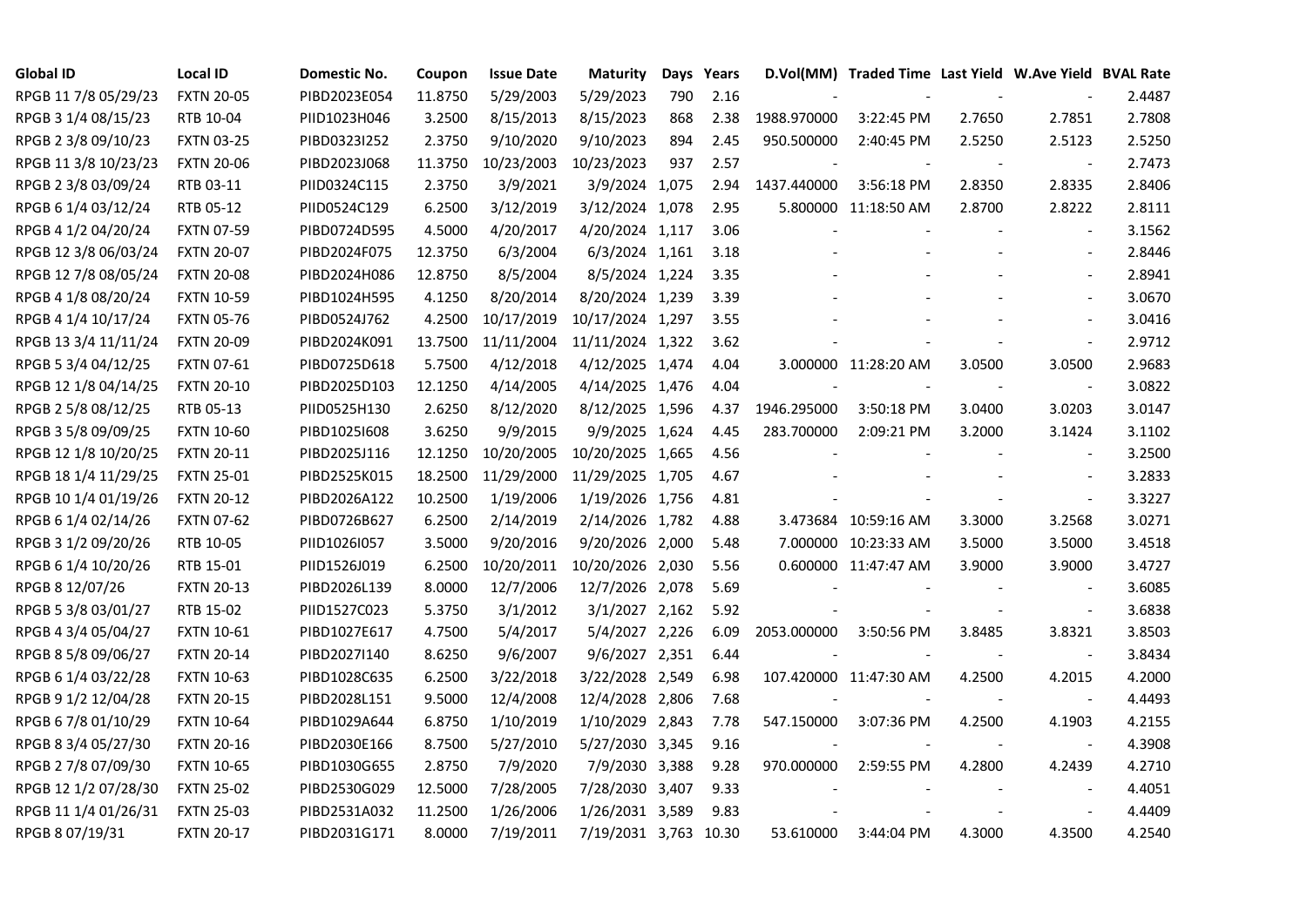| Global ID | Local ID | Domestic No. | Coupon | Issue Date | Maturity | Days | Years | D.Vol(MM) | Traded Time | Last Yield | W.Ave Yield | BVAL Rate |
|---|---|---|---|---|---|---|---|---|---|---|---|---|
| RPGB 11 7/8 05/29/23 | FXTN 20-05 | PIBD2023E054 | 11.8750 | 5/29/2003 | 5/29/2023 | 790 | 2.16 | - | - | - | - | 2.4487 |
| RPGB 3 1/4 08/15/23 | RTB 10-04 | PIID1023H046 | 3.2500 | 8/15/2013 | 8/15/2023 | 868 | 2.38 | 1988.970000 | 3:22:45 PM | 2.7650 | 2.7851 | 2.7808 |
| RPGB 2 3/8 09/10/23 | FXTN 03-25 | PIBD0323I252 | 2.3750 | 9/10/2020 | 9/10/2023 | 894 | 2.45 | 950.500000 | 2:40:45 PM | 2.5250 | 2.5123 | 2.5250 |
| RPGB 11 3/8 10/23/23 | FXTN 20-06 | PIBD2023J068 | 11.3750 | 10/23/2003 | 10/23/2023 | 937 | 2.57 | - | - | - | - | 2.7473 |
| RPGB 2 3/8 03/09/24 | RTB 03-11 | PIID0324C115 | 2.3750 | 3/9/2021 | 3/9/2024 | 1,075 | 2.94 | 1437.440000 | 3:56:18 PM | 2.8350 | 2.8335 | 2.8406 |
| RPGB 6 1/4 03/12/24 | RTB 05-12 | PIID0524C129 | 6.2500 | 3/12/2019 | 3/12/2024 | 1,078 | 2.95 | 5.800000 | 11:18:50 AM | 2.8700 | 2.8222 | 2.8111 |
| RPGB 4 1/2 04/20/24 | FXTN 07-59 | PIBD0724D595 | 4.5000 | 4/20/2017 | 4/20/2024 | 1,117 | 3.06 | - | - | - | - | 3.1562 |
| RPGB 12 3/8 06/03/24 | FXTN 20-07 | PIBD2024F075 | 12.3750 | 6/3/2004 | 6/3/2024 | 1,161 | 3.18 | - | - | - | - | 2.8446 |
| RPGB 12 7/8 08/05/24 | FXTN 20-08 | PIBD2024H086 | 12.8750 | 8/5/2004 | 8/5/2024 | 1,224 | 3.35 | - | - | - | - | 2.8941 |
| RPGB 4 1/8 08/20/24 | FXTN 10-59 | PIBD1024H595 | 4.1250 | 8/20/2014 | 8/20/2024 | 1,239 | 3.39 | - | - | - | - | 3.0670 |
| RPGB 4 1/4 10/17/24 | FXTN 05-76 | PIBD0524J762 | 4.2500 | 10/17/2019 | 10/17/2024 | 1,297 | 3.55 | - | - | - | - | 3.0416 |
| RPGB 13 3/4 11/11/24 | FXTN 20-09 | PIBD2024K091 | 13.7500 | 11/11/2004 | 11/11/2024 | 1,322 | 3.62 | - | - | - | - | 2.9712 |
| RPGB 5 3/4 04/12/25 | FXTN 07-61 | PIBD0725D618 | 5.7500 | 4/12/2018 | 4/12/2025 | 1,474 | 4.04 | 3.000000 | 11:28:20 AM | 3.0500 | 3.0500 | 2.9683 |
| RPGB 12 1/8 04/14/25 | FXTN 20-10 | PIBD2025D103 | 12.1250 | 4/14/2005 | 4/14/2025 | 1,476 | 4.04 | - | - | - | - | 3.0822 |
| RPGB 2 5/8 08/12/25 | RTB 05-13 | PIID0525H130 | 2.6250 | 8/12/2020 | 8/12/2025 | 1,596 | 4.37 | 1946.295000 | 3:50:18 PM | 3.0400 | 3.0203 | 3.0147 |
| RPGB 3 5/8 09/09/25 | FXTN 10-60 | PIBD1025I608 | 3.6250 | 9/9/2015 | 9/9/2025 | 1,624 | 4.45 | 283.700000 | 2:09:21 PM | 3.2000 | 3.1424 | 3.1102 |
| RPGB 12 1/8 10/20/25 | FXTN 20-11 | PIBD2025J116 | 12.1250 | 10/20/2005 | 10/20/2025 | 1,665 | 4.56 | - | - | - | - | 3.2500 |
| RPGB 18 1/4 11/29/25 | FXTN 25-01 | PIBD2525K015 | 18.2500 | 11/29/2000 | 11/29/2025 | 1,705 | 4.67 | - | - | - | - | 3.2833 |
| RPGB 10 1/4 01/19/26 | FXTN 20-12 | PIBD2026A122 | 10.2500 | 1/19/2006 | 1/19/2026 | 1,756 | 4.81 | - | - | - | - | 3.3227 |
| RPGB 6 1/4 02/14/26 | FXTN 07-62 | PIBD0726B627 | 6.2500 | 2/14/2019 | 2/14/2026 | 1,782 | 4.88 | 3.473684 | 10:59:16 AM | 3.3000 | 3.2568 | 3.0271 |
| RPGB 3 1/2 09/20/26 | RTB 10-05 | PIID1026I057 | 3.5000 | 9/20/2016 | 9/20/2026 | 2,000 | 5.48 | 7.000000 | 10:23:33 AM | 3.5000 | 3.5000 | 3.4518 |
| RPGB 6 1/4 10/20/26 | RTB 15-01 | PIID1526J019 | 6.2500 | 10/20/2011 | 10/20/2026 | 2,030 | 5.56 | 0.600000 | 11:47:47 AM | 3.9000 | 3.9000 | 3.4727 |
| RPGB 8 12/07/26 | FXTN 20-13 | PIBD2026L139 | 8.0000 | 12/7/2006 | 12/7/2026 | 2,078 | 5.69 | - | - | - | - | 3.6085 |
| RPGB 5 3/8 03/01/27 | RTB 15-02 | PIID1527C023 | 5.3750 | 3/1/2012 | 3/1/2027 | 2,162 | 5.92 | - | - | - | - | 3.6838 |
| RPGB 4 3/4 05/04/27 | FXTN 10-61 | PIBD1027E617 | 4.7500 | 5/4/2017 | 5/4/2027 | 2,226 | 6.09 | 2053.000000 | 3:50:56 PM | 3.8485 | 3.8321 | 3.8503 |
| RPGB 8 5/8 09/06/27 | FXTN 20-14 | PIBD2027I140 | 8.6250 | 9/6/2007 | 9/6/2027 | 2,351 | 6.44 | - | - | - | - | 3.8434 |
| RPGB 6 1/4 03/22/28 | FXTN 10-63 | PIBD1028C635 | 6.2500 | 3/22/2018 | 3/22/2028 | 2,549 | 6.98 | 107.420000 | 11:47:30 AM | 4.2500 | 4.2015 | 4.2000 |
| RPGB 9 1/2 12/04/28 | FXTN 20-15 | PIBD2028L151 | 9.5000 | 12/4/2008 | 12/4/2028 | 2,806 | 7.68 | - | - | - | - | 4.4493 |
| RPGB 6 7/8 01/10/29 | FXTN 10-64 | PIBD1029A644 | 6.8750 | 1/10/2019 | 1/10/2029 | 2,843 | 7.78 | 547.150000 | 3:07:36 PM | 4.2500 | 4.1903 | 4.2155 |
| RPGB 8 3/4 05/27/30 | FXTN 20-16 | PIBD2030E166 | 8.7500 | 5/27/2010 | 5/27/2030 | 3,345 | 9.16 | - | - | - | - | 4.3908 |
| RPGB 2 7/8 07/09/30 | FXTN 10-65 | PIBD1030G655 | 2.8750 | 7/9/2020 | 7/9/2030 | 3,388 | 9.28 | 970.000000 | 2:59:55 PM | 4.2800 | 4.2439 | 4.2710 |
| RPGB 12 1/2 07/28/30 | FXTN 25-02 | PIBD2530G029 | 12.5000 | 7/28/2005 | 7/28/2030 | 3,407 | 9.33 | - | - | - | - | 4.4051 |
| RPGB 11 1/4 01/26/31 | FXTN 25-03 | PIBD2531A032 | 11.2500 | 1/26/2006 | 1/26/2031 | 3,589 | 9.83 | - | - | - | - | 4.4409 |
| RPGB 8 07/19/31 | FXTN 20-17 | PIBD2031G171 | 8.0000 | 7/19/2011 | 7/19/2031 | 3,763 | 10.30 | 53.610000 | 3:44:04 PM | 4.3000 | 4.3500 | 4.2540 |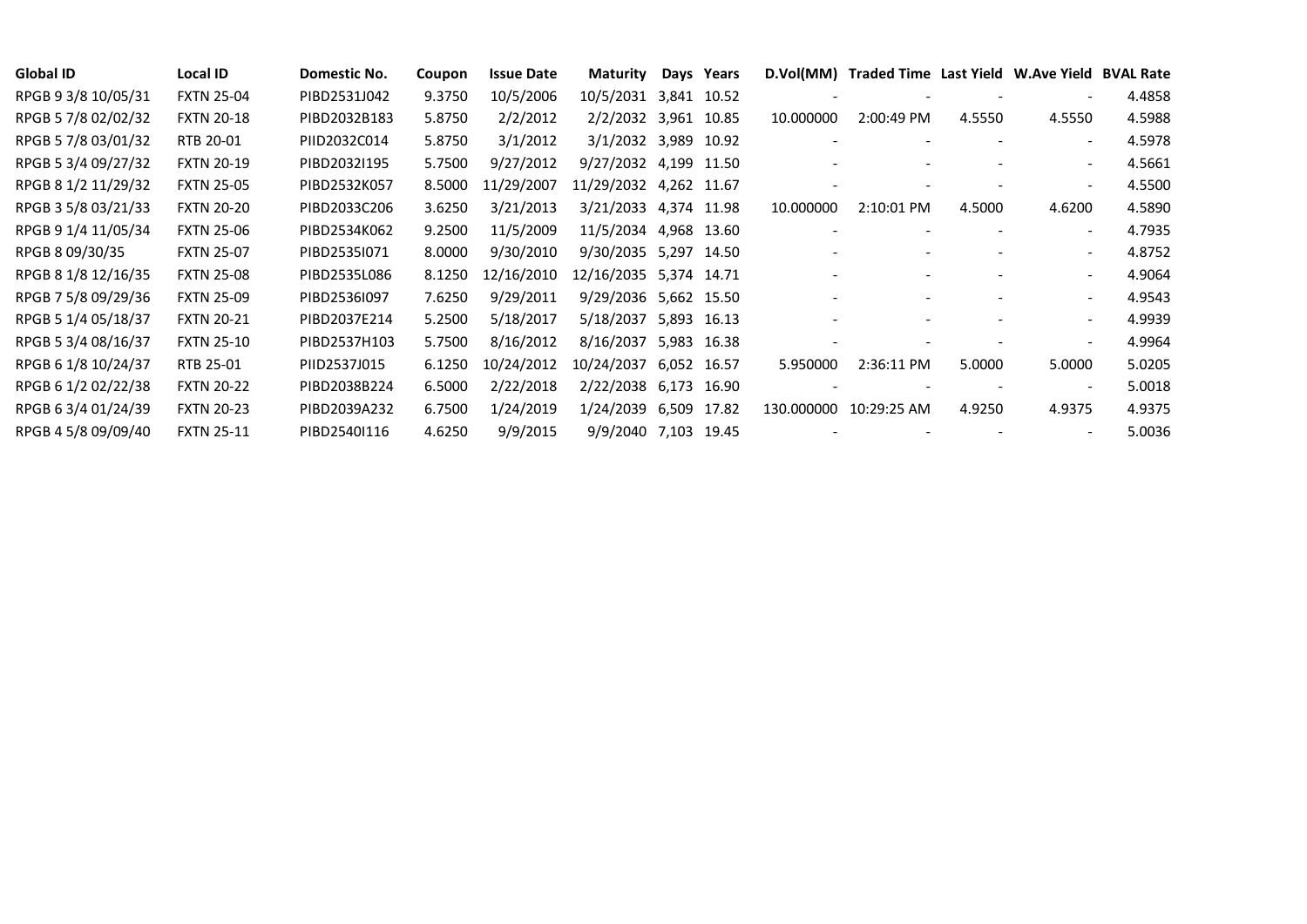| Global ID | Local ID | Domestic No. | Coupon | Issue Date | Maturity | Days | Years | D.Vol(MM) | Traded Time | Last Yield | W.Ave Yield | BVAL Rate |
|---|---|---|---|---|---|---|---|---|---|---|---|---|
| RPGB 9 3/8 10/05/31 | FXTN 25-04 | PIBD2531J042 | 9.3750 | 10/5/2006 | 10/5/2031 | 3,841 | 10.52 | - | - | - | - | 4.4858 |
| RPGB 5 7/8 02/02/32 | FXTN 20-18 | PIBD2032B183 | 5.8750 | 2/2/2012 | 2/2/2032 | 3,961 | 10.85 | 10.000000 | 2:00:49 PM | 4.5550 | 4.5550 | 4.5988 |
| RPGB 5 7/8 03/01/32 | RTB 20-01 | PIID2032C014 | 5.8750 | 3/1/2012 | 3/1/2032 | 3,989 | 10.92 | - | - | - | - | 4.5978 |
| RPGB 5 3/4 09/27/32 | FXTN 20-19 | PIBD2032I195 | 5.7500 | 9/27/2012 | 9/27/2032 | 4,199 | 11.50 | - | - | - | - | 4.5661 |
| RPGB 8 1/2 11/29/32 | FXTN 25-05 | PIBD2532K057 | 8.5000 | 11/29/2007 | 11/29/2032 | 4,262 | 11.67 | - | - | - | - | 4.5500 |
| RPGB 3 5/8 03/21/33 | FXTN 20-20 | PIBD2033C206 | 3.6250 | 3/21/2013 | 3/21/2033 | 4,374 | 11.98 | 10.000000 | 2:10:01 PM | 4.5000 | 4.6200 | 4.5890 |
| RPGB 9 1/4 11/05/34 | FXTN 25-06 | PIBD2534K062 | 9.2500 | 11/5/2009 | 11/5/2034 | 4,968 | 13.60 | - | - | - | - | 4.7935 |
| RPGB 8 09/30/35 | FXTN 25-07 | PIBD2535I071 | 8.0000 | 9/30/2010 | 9/30/2035 | 5,297 | 14.50 | - | - | - | - | 4.8752 |
| RPGB 8 1/8 12/16/35 | FXTN 25-08 | PIBD2535L086 | 8.1250 | 12/16/2010 | 12/16/2035 | 5,374 | 14.71 | - | - | - | - | 4.9064 |
| RPGB 7 5/8 09/29/36 | FXTN 25-09 | PIBD2536I097 | 7.6250 | 9/29/2011 | 9/29/2036 | 5,662 | 15.50 | - | - | - | - | 4.9543 |
| RPGB 5 1/4 05/18/37 | FXTN 20-21 | PIBD2037E214 | 5.2500 | 5/18/2017 | 5/18/2037 | 5,893 | 16.13 | - | - | - | - | 4.9939 |
| RPGB 5 3/4 08/16/37 | FXTN 25-10 | PIBD2537H103 | 5.7500 | 8/16/2012 | 8/16/2037 | 5,983 | 16.38 | - | - | - | - | 4.9964 |
| RPGB 6 1/8 10/24/37 | RTB 25-01 | PIID2537J015 | 6.1250 | 10/24/2012 | 10/24/2037 | 6,052 | 16.57 | 5.950000 | 2:36:11 PM | 5.0000 | 5.0000 | 5.0205 |
| RPGB 6 1/2 02/22/38 | FXTN 20-22 | PIBD2038B224 | 6.5000 | 2/22/2018 | 2/22/2038 | 6,173 | 16.90 | - | - | - | - | 5.0018 |
| RPGB 6 3/4 01/24/39 | FXTN 20-23 | PIBD2039A232 | 6.7500 | 1/24/2019 | 1/24/2039 | 6,509 | 17.82 | 130.000000 | 10:29:25 AM | 4.9250 | 4.9375 | 4.9375 |
| RPGB 4 5/8 09/09/40 | FXTN 25-11 | PIBD2540I116 | 4.6250 | 9/9/2015 | 9/9/2040 | 7,103 | 19.45 | - | - | - | - | 5.0036 |